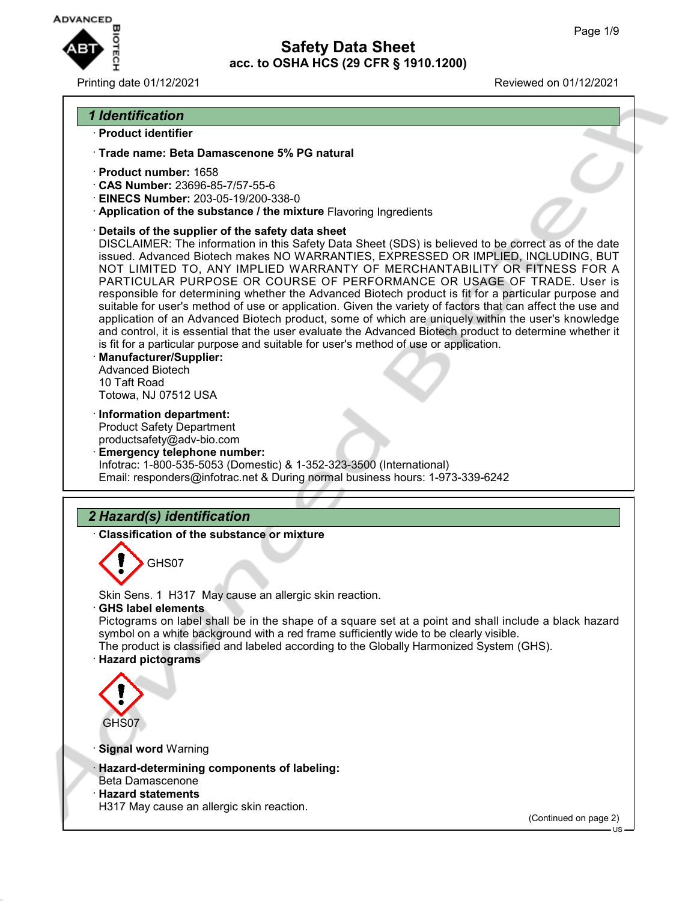# Safety Data Sheet

### acc. to OSHA HCS (29 CFR § 1910.1200)

Printing date 01/12/2021 Reviewed on 01/12/2021

## 1 Identification

· **Product identifier**

· **Trade name: Beta Damascenone 5% PG natural**

· **Product number:** 1658
· **CAS Number:** 23696-85-7/57-55-6
· **EINECS Number:** 203-05-19/200-338-0
· **Application of the substance / the mixture** Flavoring Ingredients

· **Details of the supplier of the safety data sheet**
DISCLAIMER: The information in this Safety Data Sheet (SDS) is believed to be correct as of the date issued. Advanced Biotech makes NO WARRANTIES, EXPRESSED OR IMPLIED, INCLUDING, BUT NOT LIMITED TO, ANY IMPLIED WARRANTY OF MERCHANTABILITY OR FITNESS FOR A PARTICULAR PURPOSE OR COURSE OF PERFORMANCE OR USAGE OF TRADE. User is responsible for determining whether the Advanced Biotech product is fit for a particular purpose and suitable for user's method of use or application. Given the variety of factors that can affect the use and application of an Advanced Biotech product, some of which are uniquely within the user's knowledge and control, it is essential that the user evaluate the Advanced Biotech product to determine whether it is fit for a particular purpose and suitable for user's method of use or application.
· **Manufacturer/Supplier:**
Advanced Biotech
10 Taft Road
Totowa, NJ 07512 USA

· **Information department:**
Product Safety Department
productsafety@adv-bio.com
· **Emergency telephone number:**
Infotrac: 1-800-535-5053 (Domestic) & 1-352-323-3500 (International)
Email: responders@infotrac.net & During normal business hours: 1-973-339-6242

## 2 Hazard(s) identification

· **Classification of the substance or mixture**

GHS07

Skin Sens. 1 H317 May cause an allergic skin reaction.
· **GHS label elements**
Pictograms on label shall be in the shape of a square set at a point and shall include a black hazard symbol on a white background with a red frame sufficiently wide to be clearly visible.
The product is classified and labeled according to the Globally Harmonized System (GHS).
· **Hazard pictograms**

GHS07

· **Signal word** Warning

· **Hazard-determining components of labeling:**
Beta Damascenone
· **Hazard statements**
H317 May cause an allergic skin reaction.

(Continued on page 2)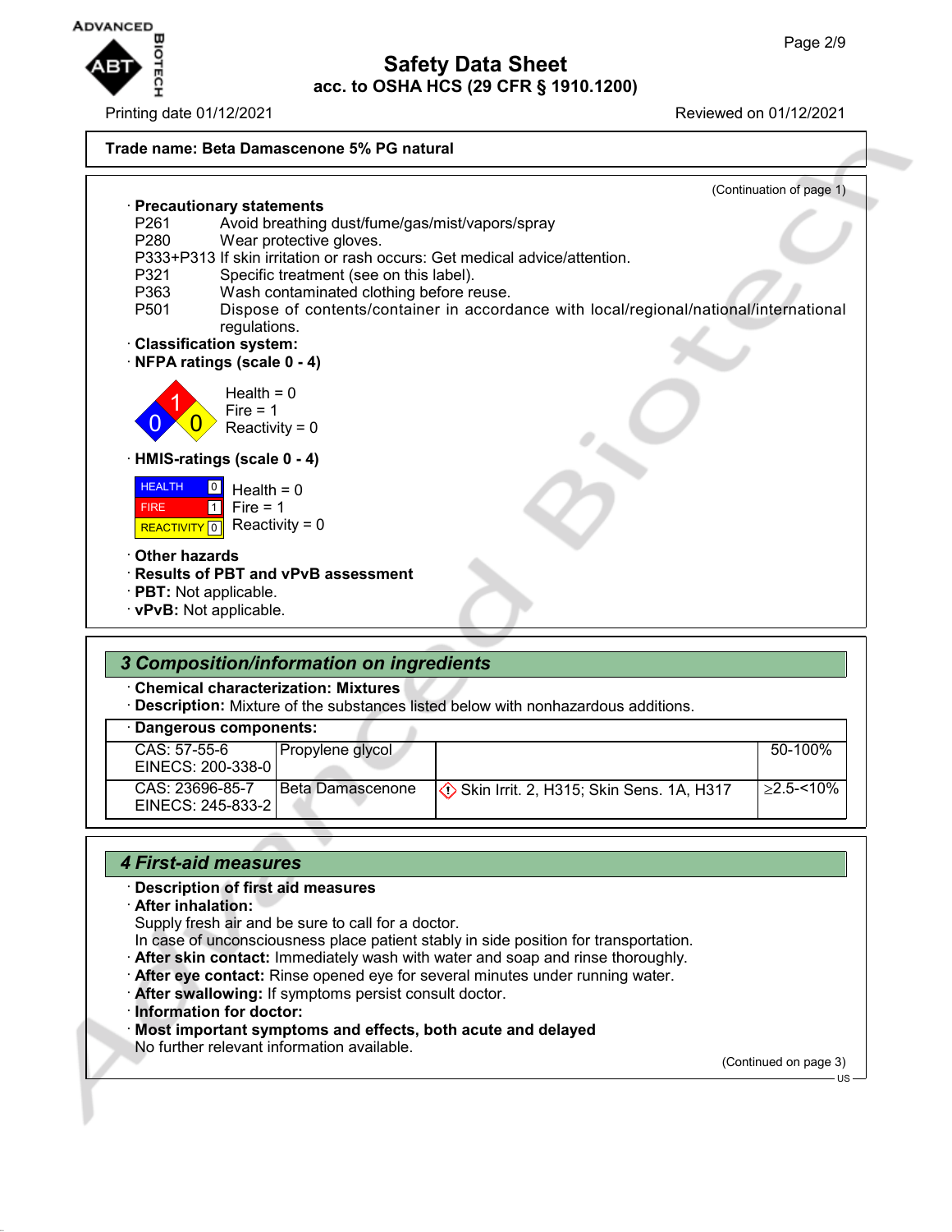**Trade name: Beta Damascenone 5% PG natural**

(Continuation of page 1)

· **Precautionary statements**

P261 Avoid breathing dust/fume/gas/mist/vapors/spray

P280 Wear protective gloves.

P333+P313 If skin irritation or rash occurs: Get medical advice/attention.

P321 Specific treatment (see on this label).

P363 Wash contaminated clothing before reuse.

P501 Dispose of contents/container in accordance with local/regional/national/international regulations.

· **Classification system:**

· **NFPA ratings (scale 0 - 4)**

Health = 0
Fire = 1
Reactivity = 0

· **HMIS-ratings (scale 0 - 4)**

| | |
|---|---|
| HEALTH | 0 |
| FIRE | 1 |
| REACTIVITY | 0 |

Health = 0
Fire = 1
Reactivity = 0

· **Other hazards**

· **Results of PBT and vPvB assessment**

· **PBT:** Not applicable.

· **vPvB:** Not applicable.

## *3 Composition/information on ingredients*

· **Chemical characterization: Mixtures**

· **Description:** Mixture of the substances listed below with nonhazardous additions.

· **Dangerous components:**

| | | | |
|---|---|---|---|
| CAS: 57-55-6<br>EINECS: 200-338-0 | Propylene glycol | | 50-100% |
| CAS: 23696-85-7<br>EINECS: 245-833-2 | Beta Damascenone | Skin Irrit. 2, H315; Skin Sens. 1A, H317 | ≥2.5-<10% |

## *4 First-aid measures*

· **Description of first aid measures**

· **After inhalation:**

Supply fresh air and be sure to call for a doctor.

In case of unconsciousness place patient stably in side position for transportation.

· **After skin contact:** Immediately wash with water and soap and rinse thoroughly.

· **After eye contact:** Rinse opened eye for several minutes under running water.

· **After swallowing:** If symptoms persist consult doctor.

· **Information for doctor:**

· **Most important symptoms and effects, both acute and delayed**

No further relevant information available.

(Continued on page 3)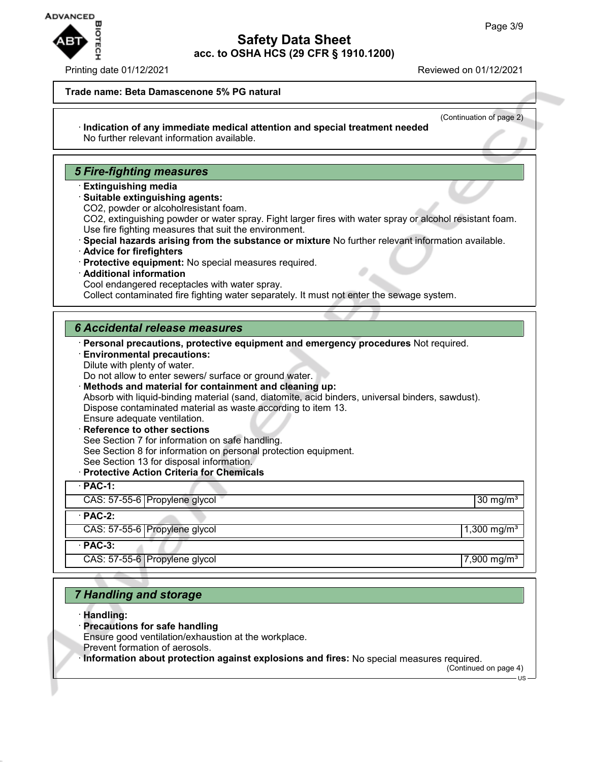Trade name: **Beta Damascenone 5% PG natural**

(Continuation of page 2)

· **Indication of any immediate medical attention and special treatment needed**
No further relevant information available.

## 5 Fire-fighting measures

· **Extinguishing media**
· **Suitable extinguishing agents:**
$CO_2$, powder or alcoholresistant foam.
$CO_2$, extinguishing powder or water spray. Fight larger fires with water spray or alcohol resistant foam.
Use fire fighting measures that suit the environment.
· **Special hazards arising from the substance or mixture** No further relevant information available.
· **Advice for firefighters**
· **Protective equipment:** No special measures required.
· **Additional information**
Cool endangered receptacles with water spray.
Collect contaminated fire fighting water separately. It must not enter the sewage system.

## 6 Accidental release measures

· **Personal precautions, protective equipment and emergency procedures** Not required.
· **Environmental precautions:**
Dilute with plenty of water.
Do not allow to enter sewers/ surface or ground water.
· **Methods and material for containment and cleaning up:**
Absorb with liquid-binding material (sand, diatomite, acid binders, universal binders, sawdust).
Dispose contaminated material as waste according to item 13.
Ensure adequate ventilation.
· **Reference to other sections**
See Section 7 for information on safe handling.
See Section 8 for information on personal protection equipment.
See Section 13 for disposal information.
· **Protective Action Criteria for Chemicals**

| · **PAC-1:** | | |
|---|---|---|
| CAS: 57-55-6 | Propylene glycol | 30 mg/m³ |
| · **PAC-2:** | | |
| CAS: 57-55-6 | Propylene glycol | 1,300 mg/m³ |
| · **PAC-3:** | | |
| CAS: 57-55-6 | Propylene glycol | 7,900 mg/m³ |

## 7 Handling and storage

· **Handling:**
· **Precautions for safe handling**
Ensure good ventilation/exhaustion at the workplace.
Prevent formation of aerosols.
· **Information about protection against explosions and fires:** No special measures required.

(Continued on page 4)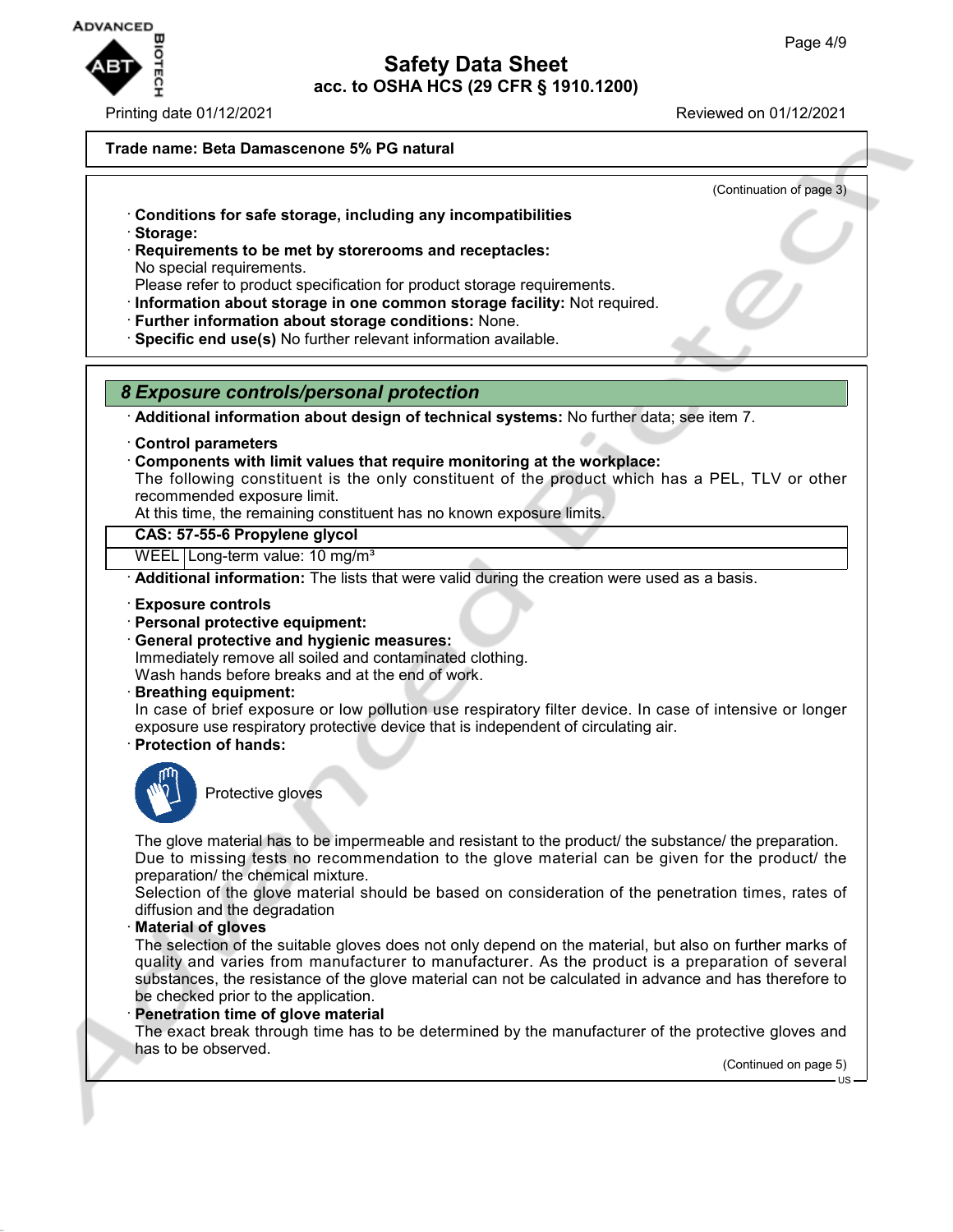Trade name: Beta Damascenone 5% PG natural

(Continuation of page 3)

· **Conditions for safe storage, including any incompatibilities**
· **Storage:**
· **Requirements to be met by storerooms and receptacles:**
No special requirements.
Please refer to product specification for product storage requirements.
· **Information about storage in one common storage facility:** Not required.
· **Further information about storage conditions:** None.
· **Specific end use(s)** No further relevant information available.

## *8 Exposure controls/personal protection*

· **Additional information about design of technical systems:** No further data; see item 7.

· **Control parameters**
· **Components with limit values that require monitoring at the workplace:**
The following constituent is the only constituent of the product which has a PEL, TLV or other recommended exposure limit.
At this time, the remaining constituent has no known exposure limits.

| **CAS: 57-55-6 Propylene glycol** | |
|---|---|
| WEEL | Long-term value: 10 mg/m³ |

· **Additional information:** The lists that were valid during the creation were used as a basis.

· **Exposure controls**
· **Personal protective equipment:**
· **General protective and hygienic measures:**
Immediately remove all soiled and contaminated clothing.
Wash hands before breaks and at the end of work.
· **Breathing equipment:**
In case of brief exposure or low pollution use respiratory filter device. In case of intensive or longer exposure use respiratory protective device that is independent of circulating air.
· **Protection of hands:**

Protective gloves

The glove material has to be impermeable and resistant to the product/ the substance/ the preparation.
Due to missing tests no recommendation to the glove material can be given for the product/ the preparation/ the chemical mixture.
Selection of the glove material should be based on consideration of the penetration times, rates of diffusion and the degradation
· **Material of gloves**
The selection of the suitable gloves does not only depend on the material, but also on further marks of quality and varies from manufacturer to manufacturer. As the product is a preparation of several substances, the resistance of the glove material can not be calculated in advance and has therefore to be checked prior to the application.
· **Penetration time of glove material**
The exact break through time has to be determined by the manufacturer of the protective gloves and has to be observed.

(Continued on page 5)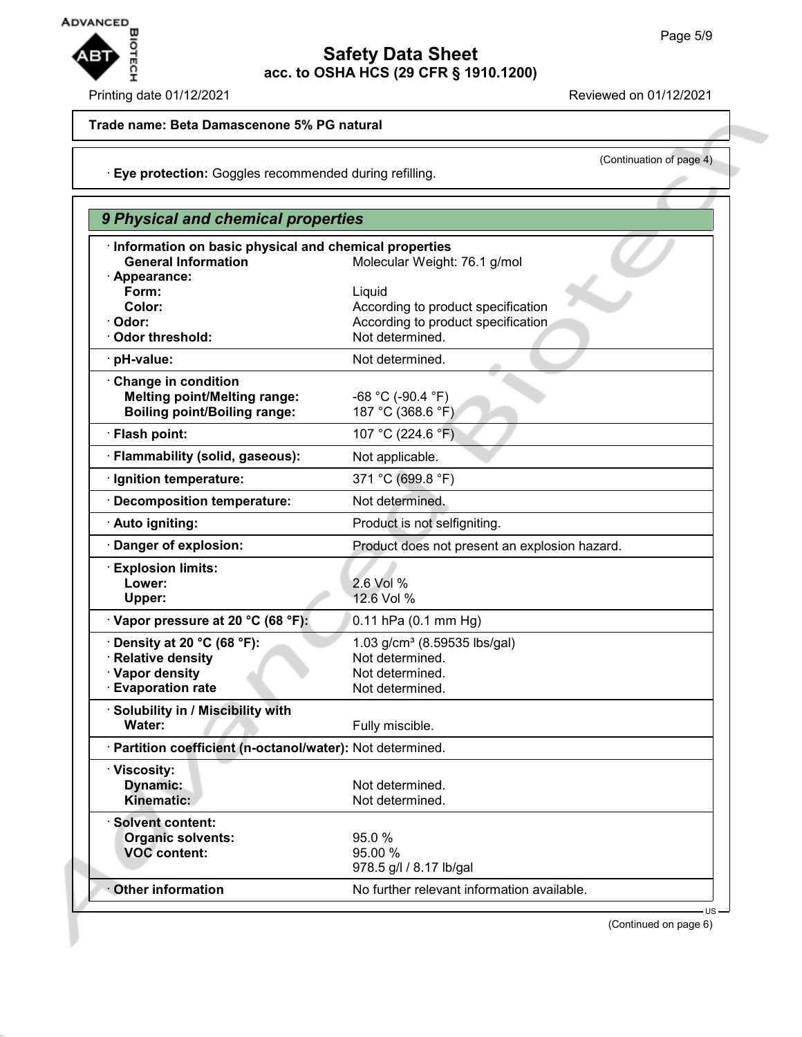Trade name: Beta Damascenone 5% PG natural

(Continuation of page 4)

· **Eye protection:** Goggles recommended during refilling.

## 9 Physical and chemical properties

| | |
|---|---|
| · **Information on basic physical and chemical properties** | |
| **General Information** | Molecular Weight: 76.1 g/mol |
| · **Appearance:** | |
| **Form:** | Liquid |
| **Color:** | According to product specification |
| · **Odor:** | According to product specification |
| · **Odor threshold:** | Not determined. |
| · **pH-value:** | Not determined. |
| · **Change in condition** | |
| **Melting point/Melting range:** | -68 °C (-90.4 °F) |
| **Boiling point/Boiling range:** | 187 °C (368.6 °F) |
| · **Flash point:** | 107 °C (224.6 °F) |
| · **Flammability (solid, gaseous):** | Not applicable. |
| · **Ignition temperature:** | 371 °C (699.8 °F) |
| · **Decomposition temperature:** | Not determined. |
| · **Auto igniting:** | Product is not selfigniting. |
| · **Danger of explosion:** | Product does not present an explosion hazard. |
| · **Explosion limits:** | |
| **Lower:** | 2.6 Vol % |
| **Upper:** | 12.6 Vol % |
| · **Vapor pressure at 20 °C (68 °F):** | 0.11 hPa (0.1 mm Hg) |
| · **Density at 20 °C (68 °F):** | 1.03 g/cm³ (8.59535 lbs/gal) |
| · **Relative density** | Not determined. |
| · **Vapor density** | Not determined. |
| · **Evaporation rate** | Not determined. |
| · **Solubility in / Miscibility with** | |
| **Water:** | Fully miscible. |
| · **Partition coefficient (n-octanol/water):** | Not determined. |
| · **Viscosity:** | |
| **Dynamic:** | Not determined. |
| **Kinematic:** | Not determined. |
| · **Solvent content:** | |
| **Organic solvents:** | 95.0 % |
| **VOC content:** | 95.00 % |
| | 978.5 g/l / 8.17 lb/gal |
| · **Other information** | No further relevant information available. |

(Continued on page 6)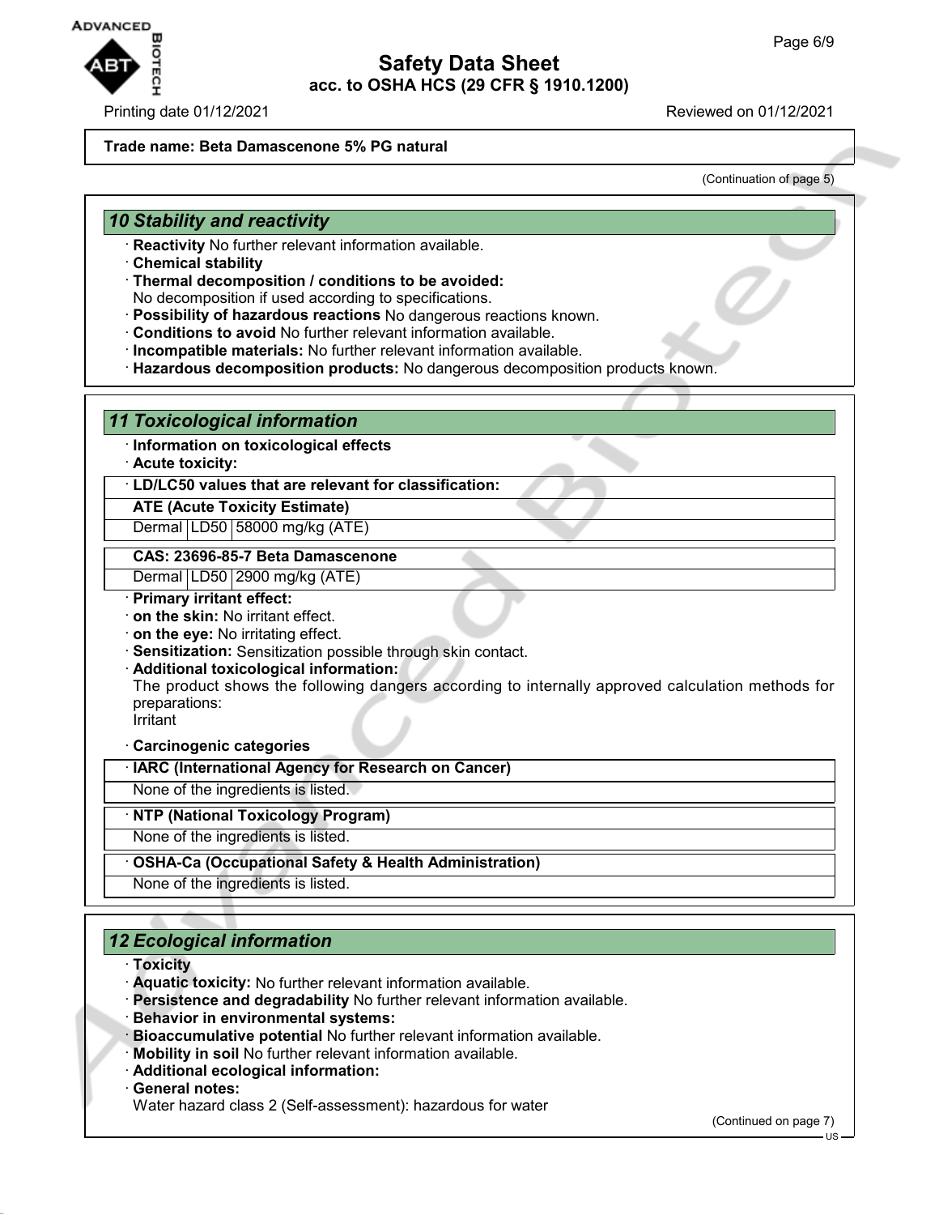**Trade name: Beta Damascenone 5% PG natural**

(Continuation of page 5)

## 10 Stability and reactivity

- **Reactivity** No further relevant information available.
- **Chemical stability**
- **Thermal decomposition / conditions to be avoided:** No decomposition if used according to specifications.
- **Possibility of hazardous reactions** No dangerous reactions known.
- **Conditions to avoid** No further relevant information available.
- **Incompatible materials:** No further relevant information available.
- **Hazardous decomposition products:** No dangerous decomposition products known.

## 11 Toxicological information

- **Information on toxicological effects**
- **Acute toxicity:**

| · LD/LC50 values that are relevant for classification: | | |
|---|---|---|
| **ATE (Acute Toxicity Estimate)** | | |
| Dermal | LD50 | 58000 mg/kg (ATE) |
| **CAS: 23696-85-7 Beta Damascenone** | | |
| Dermal | LD50 | 2900 mg/kg (ATE) |

- **Primary irritant effect:**
- **on the skin:** No irritant effect.
- **on the eye:** No irritating effect.
- **Sensitization:** Sensitization possible through skin contact.
- **Additional toxicological information:** The product shows the following dangers according to internally approved calculation methods for preparations:
  Irritant
- **Carcinogenic categories**

| · IARC (International Agency for Research on Cancer) |
|---|
| None of the ingredients is listed. |

| · NTP (National Toxicology Program) |
|---|
| None of the ingredients is listed. |

| · OSHA-Ca (Occupational Safety & Health Administration) |
|---|
| None of the ingredients is listed. |

## 12 Ecological information

- **Toxicity**
- **Aquatic toxicity:** No further relevant information available.
- **Persistence and degradability** No further relevant information available.
- **Behavior in environmental systems:**
- **Bioaccumulative potential** No further relevant information available.
- **Mobility in soil** No further relevant information available.
- **Additional ecological information:**
- **General notes:**
  Water hazard class 2 (Self-assessment): hazardous for water

(Continued on page 7)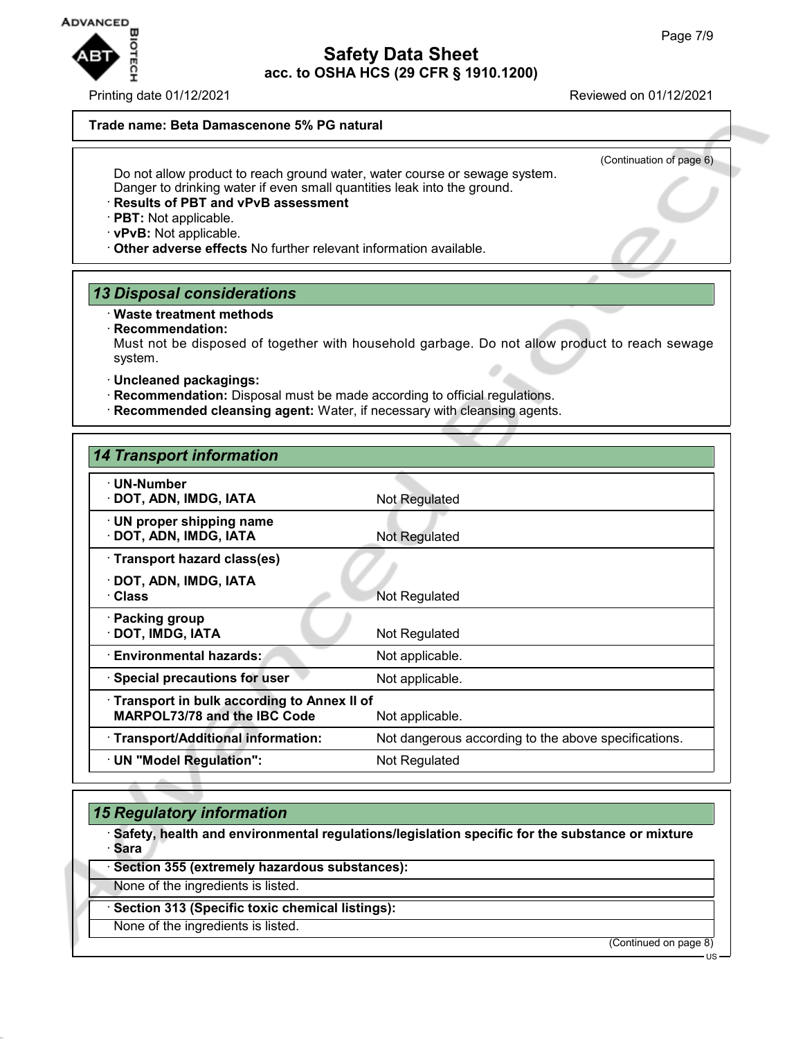**Trade name: Beta Damascenone 5% PG natural**

(Continuation of page 6)

Do not allow product to reach ground water, water course or sewage system.
Danger to drinking water if even small quantities leak into the ground.

· **Results of PBT and vPvB assessment**
· **PBT:** Not applicable.
· **vPvB:** Not applicable.
· **Other adverse effects** No further relevant information available.

## 13 Disposal considerations

· **Waste treatment methods**
· **Recommendation:**
Must not be disposed of together with household garbage. Do not allow product to reach sewage system.

· **Uncleaned packagings:**
· **Recommendation:** Disposal must be made according to official regulations.
· **Recommended cleansing agent:** Water, if necessary with cleansing agents.

## 14 Transport information

| | |
|---|---|
| · **UN-Number**<br>· **DOT, ADN, IMDG, IATA** | Not Regulated |
| · **UN proper shipping name**<br>· **DOT, ADN, IMDG, IATA** | Not Regulated |
| · **Transport hazard class(es)**<br>· **DOT, ADN, IMDG, IATA**<br>· **Class** | Not Regulated |
| · **Packing group**<br>· **DOT, IMDG, IATA** | Not Regulated |
| · **Environmental hazards:** | Not applicable. |
| · **Special precautions for user** | Not applicable. |
| · **Transport in bulk according to Annex II of MARPOL73/78 and the IBC Code** | Not applicable. |
| · **Transport/Additional information:** | Not dangerous according to the above specifications. |
| · **UN "Model Regulation":** | Not Regulated |

## 15 Regulatory information

· **Safety, health and environmental regulations/legislation specific for the substance or mixture**
· **Sara**

· **Section 355 (extremely hazardous substances):**
None of the ingredients is listed.

· **Section 313 (Specific toxic chemical listings):**
None of the ingredients is listed.

(Continued on page 8)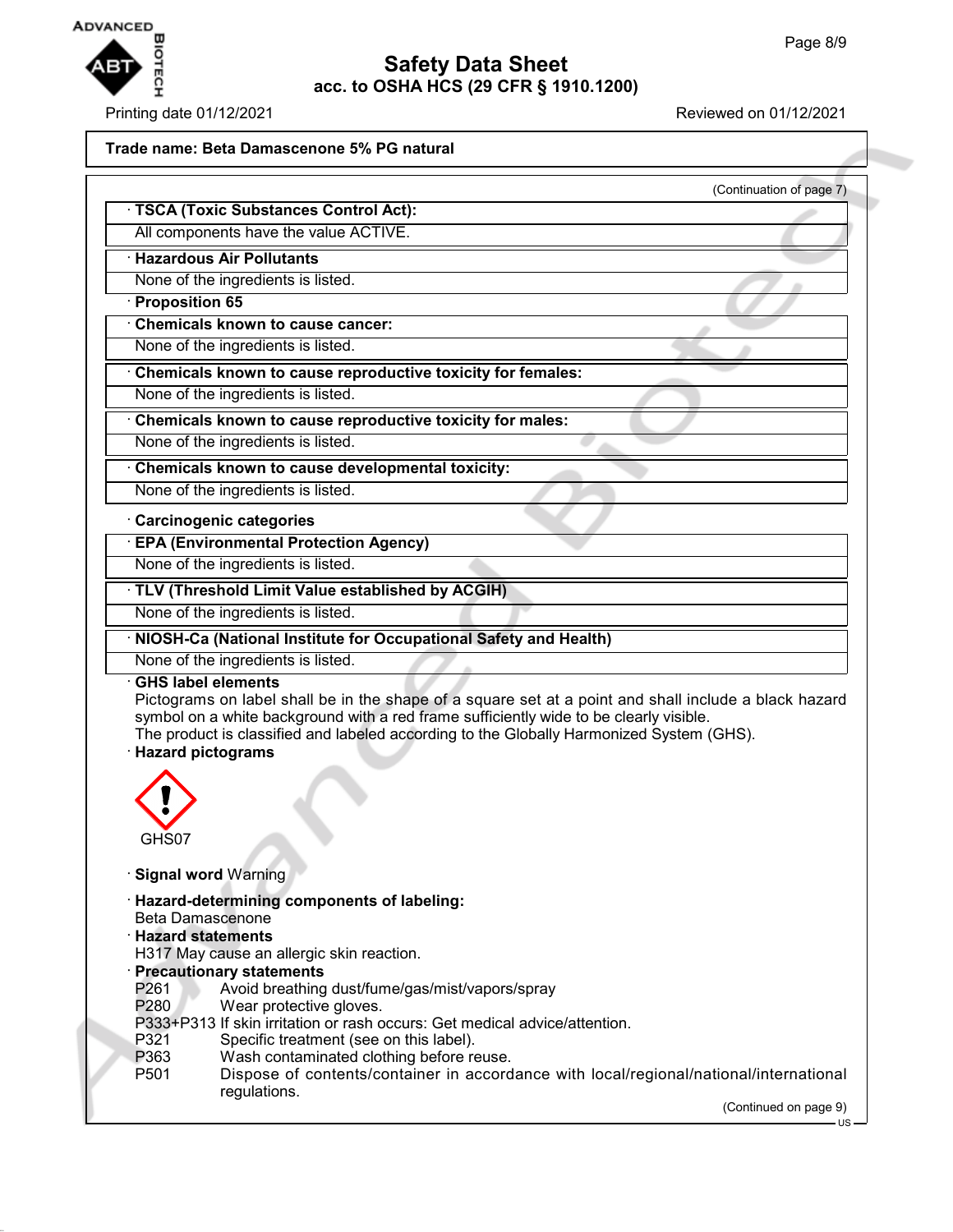**Trade name: Beta Damascenone 5% PG natural**

(Continuation of page 7)

· **TSCA (Toxic Substances Control Act):**

All components have the value ACTIVE.

· **Hazardous Air Pollutants**

None of the ingredients is listed.

· **Proposition 65**

· **Chemicals known to cause cancer:**

None of the ingredients is listed.

· **Chemicals known to cause reproductive toxicity for females:**

None of the ingredients is listed.

· **Chemicals known to cause reproductive toxicity for males:**

None of the ingredients is listed.

· **Chemicals known to cause developmental toxicity:**

None of the ingredients is listed.

· **Carcinogenic categories**

· **EPA (Environmental Protection Agency)**

None of the ingredients is listed.

· **TLV (Threshold Limit Value established by ACGIH)**

None of the ingredients is listed.

· **NIOSH-Ca (National Institute for Occupational Safety and Health)**

None of the ingredients is listed.

· **GHS label elements**

Pictograms on label shall be in the shape of a square set at a point and shall include a black hazard symbol on a white background with a red frame sufficiently wide to be clearly visible.
The product is classified and labeled according to the Globally Harmonized System (GHS).

· **Hazard pictograms**

GHS07

· **Signal word** Warning

· **Hazard-determining components of labeling:**

Beta Damascenone

· **Hazard statements**

H317 May cause an allergic skin reaction.

· **Precautionary statements**

P261 Avoid breathing dust/fume/gas/mist/vapors/spray
P280 Wear protective gloves.
P333+P313 If skin irritation or rash occurs: Get medical advice/attention.
P321 Specific treatment (see on this label).
P363 Wash contaminated clothing before reuse.
P501 Dispose of contents/container in accordance with local/regional/national/international regulations.

(Continued on page 9)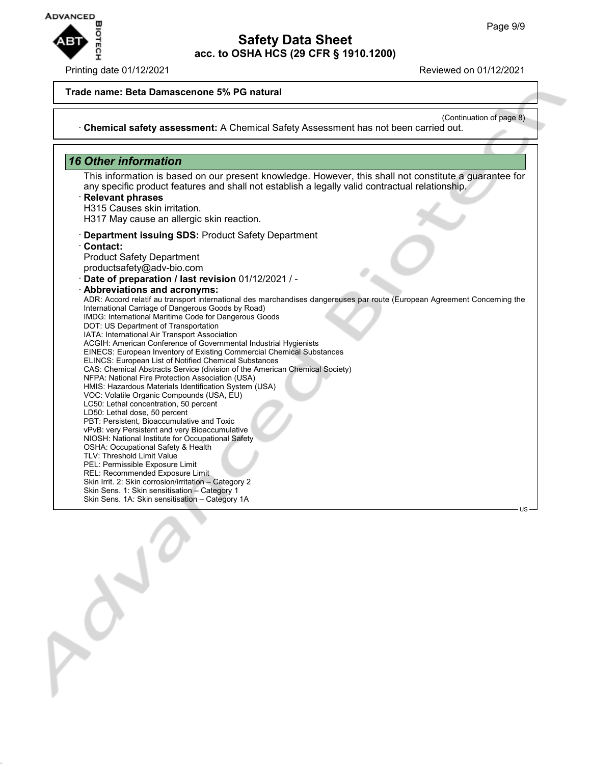**Trade name: Beta Damascenone 5% PG natural**

(Continuation of page 8)

· **Chemical safety assessment:** A Chemical Safety Assessment has not been carried out.

## 16 Other information

This information is based on our present knowledge. However, this shall not constitute a guarantee for any specific product features and shall not establish a legally valid contractual relationship.

· **Relevant phrases**

H315 Causes skin irritation.

H317 May cause an allergic skin reaction.

· **Department issuing SDS:** Product Safety Department

· **Contact:**

Product Safety Department

productsafety@adv-bio.com

· **Date of preparation / last revision** 01/12/2021 / -

· **Abbreviations and acronyms:**

ADR: Accord relatif au transport international des marchandises dangereuses par route (European Agreement Concerning the International Carriage of Dangerous Goods by Road)
IMDG: International Maritime Code for Dangerous Goods
DOT: US Department of Transportation
IATA: International Air Transport Association
ACGIH: American Conference of Governmental Industrial Hygienists
EINECS: European Inventory of Existing Commercial Chemical Substances
ELINCS: European List of Notified Chemical Substances
CAS: Chemical Abstracts Service (division of the American Chemical Society)
NFPA: National Fire Protection Association (USA)
HMIS: Hazardous Materials Identification System (USA)
VOC: Volatile Organic Compounds (USA, EU)
LC50: Lethal concentration, 50 percent
LD50: Lethal dose, 50 percent
PBT: Persistent, Bioaccumulative and Toxic
vPvB: very Persistent and very Bioaccumulative
NIOSH: National Institute for Occupational Safety
OSHA: Occupational Safety & Health
TLV: Threshold Limit Value
PEL: Permissible Exposure Limit
REL: Recommended Exposure Limit
Skin Irrit. 2: Skin corrosion/irritation – Category 2
Skin Sens. 1: Skin sensitisation – Category 1
Skin Sens. 1A: Skin sensitisation – Category 1A